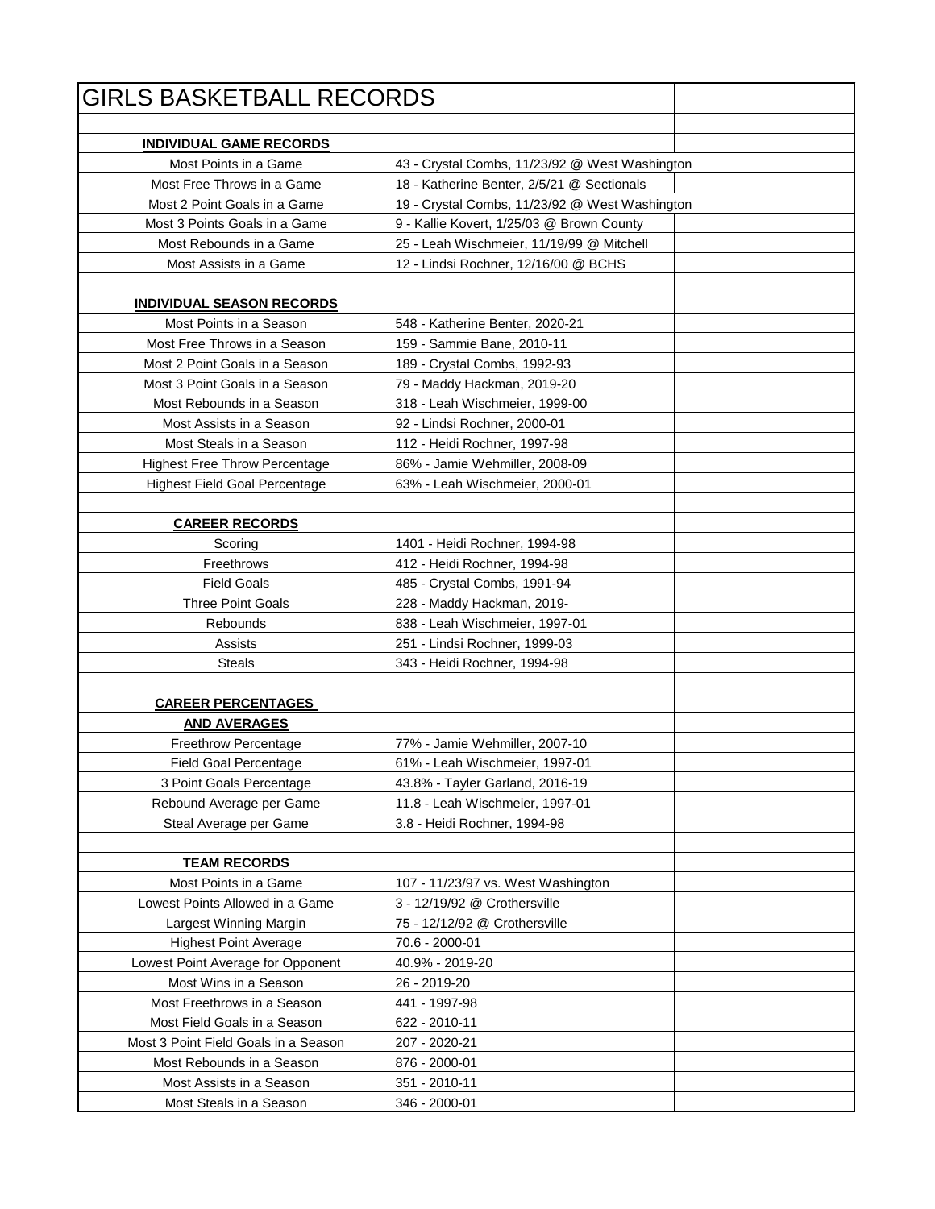# GIRLS BASKETBALL RECORDS

| | | |
|---|---|---|
| **INDIVIDUAL GAME RECORDS** | | |
| Most Points in a Game | 43 - Crystal Combs, 11/23/92 @ West Washington | |
| Most Free Throws in a Game | 18 - Katherine Benter, 2/5/21 @ Sectionals | |
| Most 2 Point Goals in a Game | 19 - Crystal Combs, 11/23/92 @ West Washington | |
| Most 3 Points Goals in a Game | 9 - Kallie Kovert, 1/25/03 @ Brown County | |
| Most Rebounds in a Game | 25 - Leah Wischmeier, 11/19/99 @ Mitchell | |
| Most Assists in a Game | 12 - Lindsi Rochner, 12/16/00 @ BCHS | |
| | | |
| **INDIVIDUAL SEASON RECORDS** | | |
| Most Points in a Season | 548 - Katherine Benter, 2020-21 | |
| Most Free Throws in a Season | 159 - Sammie Bane, 2010-11 | |
| Most 2 Point Goals in a Season | 189 - Crystal Combs, 1992-93 | |
| Most 3 Point Goals in a Season | 79 - Maddy Hackman, 2019-20 | |
| Most Rebounds in a Season | 318 - Leah Wischmeier, 1999-00 | |
| Most Assists in a Season | 92 - Lindsi Rochner, 2000-01 | |
| Most Steals in a Season | 112 - Heidi Rochner, 1997-98 | |
| Highest Free Throw Percentage | 86% - Jamie Wehmiller, 2008-09 | |
| Highest Field Goal Percentage | 63% - Leah Wischmeier, 2000-01 | |
| | | |
| **CAREER RECORDS** | | |
| Scoring | 1401 - Heidi Rochner, 1994-98 | |
| Freethrows | 412 - Heidi Rochner, 1994-98 | |
| Field Goals | 485 - Crystal Combs, 1991-94 | |
| Three Point Goals | 228 - Maddy Hackman, 2019- | |
| Rebounds | 838 - Leah Wischmeier, 1997-01 | |
| Assists | 251 - Lindsi Rochner, 1999-03 | |
| Steals | 343 - Heidi Rochner, 1994-98 | |
| | | |
| **CAREER PERCENTAGES AND AVERAGES** | | |
| Freethrow Percentage | 77% - Jamie Wehmiller, 2007-10 | |
| Field Goal Percentage | 61% - Leah Wischmeier, 1997-01 | |
| 3 Point Goals Percentage | 43.8% - Tayler Garland, 2016-19 | |
| Rebound Average per Game | 11.8 - Leah Wischmeier, 1997-01 | |
| Steal Average per Game | 3.8 - Heidi Rochner, 1994-98 | |
| | | |
| **TEAM RECORDS** | | |
| Most Points in a Game | 107 - 11/23/97 vs. West Washington | |
| Lowest Points Allowed in a Game | 3 - 12/19/92 @ Crothersville | |
| Largest Winning Margin | 75 - 12/12/92 @ Crothersville | |
| Highest Point Average | 70.6 - 2000-01 | |
| Lowest Point Average for Opponent | 40.9% - 2019-20 | |
| Most Wins in a Season | 26 - 2019-20 | |
| Most Freethrows in a Season | 441 - 1997-98 | |
| Most Field Goals in a Season | 622 - 2010-11 | |
| Most 3 Point Field Goals in a Season | 207 - 2020-21 | |
| Most Rebounds in a Season | 876 - 2000-01 | |
| Most Assists in a Season | 351 - 2010-11 | |
| Most Steals in a Season | 346 - 2000-01 | |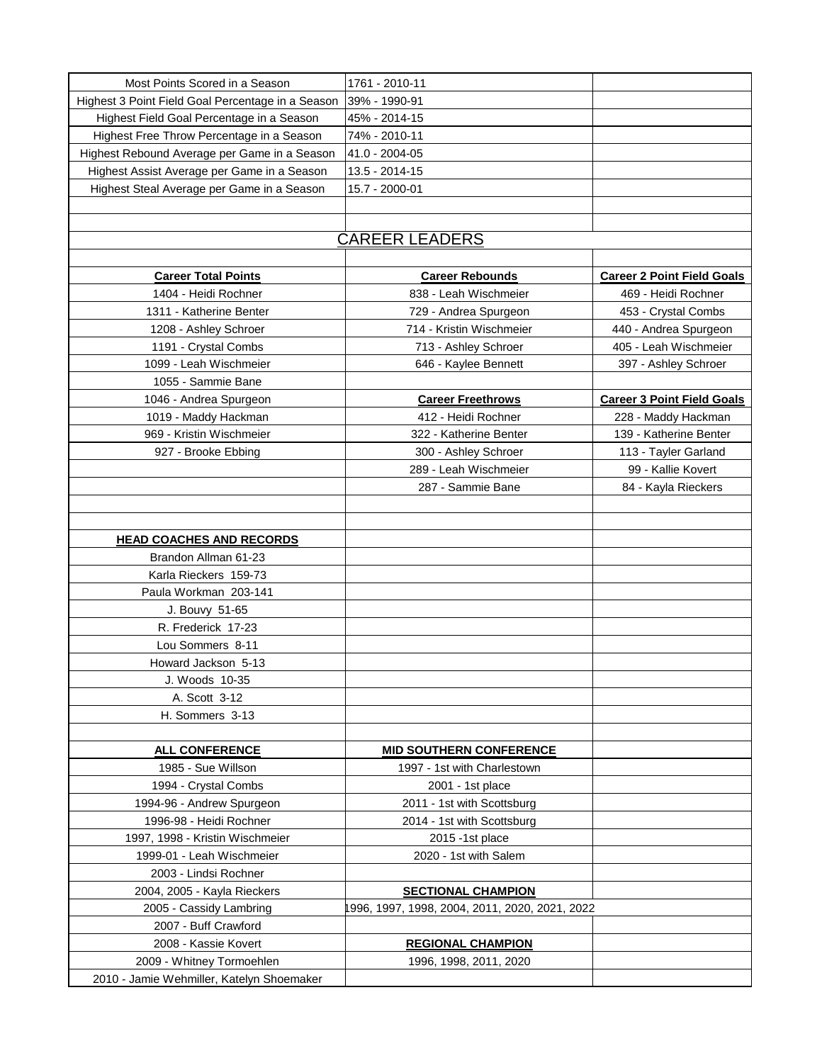| | | |
|---|---|---|
| Most Points Scored in a Season | 1761 - 2010-11 | |
| Highest 3 Point Field Goal Percentage in a Season | 39% - 1990-91 | |
| Highest Field Goal Percentage in a Season | 45% - 2014-15 | |
| Highest Free Throw Percentage in a Season | 74% - 2010-11 | |
| Highest Rebound Average per Game in a Season | 41.0 - 2004-05 | |
| Highest Assist Average per Game in a Season | 13.5 - 2014-15 | |
| Highest Steal Average per Game in a Season | 15.7 - 2000-01 | |

## CAREER LEADERS

| **Career Total Points** | **Career Rebounds** | **Career 2 Point Field Goals** |
|---|---|---|
| 1404 - Heidi Rochner | 838 - Leah Wischmeier | 469 - Heidi Rochner |
| 1311 - Katherine Benter | 729 - Andrea Spurgeon | 453 - Crystal Combs |
| 1208 - Ashley Schroer | 714 - Kristin Wischmeier | 440 - Andrea Spurgeon |
| 1191 - Crystal Combs | 713 - Ashley Schroer | 405 - Leah Wischmeier |
| 1099 - Leah Wischmeier | 646 - Kaylee Bennett | 397 - Ashley Schroer |
| 1055 - Sammie Bane | | |
| 1046 - Andrea Spurgeon | **Career Freethrows** | **Career 3 Point Field Goals** |
| 1019 - Maddy Hackman | 412 - Heidi Rochner | 228 - Maddy Hackman |
| 969 - Kristin Wischmeier | 322 - Katherine Benter | 139 - Katherine Benter |
| 927 - Brooke Ebbing | 300 - Ashley Schroer | 113 - Tayler Garland |
| | 289 - Leah Wischmeier | 99 - Kallie Kovert |
| | 287 - Sammie Bane | 84 - Kayla Rieckers |

**HEAD COACHES AND RECORDS**

- Brandon Allman 61-23
- Karla Rieckers 159-73
- Paula Workman 203-141
- J. Bouvy 51-65
- R. Frederick 17-23
- Lou Sommers 8-11
- Howard Jackson 5-13
- J. Woods 10-35
- A. Scott 3-12
- H. Sommers 3-13

| **ALL CONFERENCE** | **MID SOUTHERN CONFERENCE** |
|---|---|
| 1985 - Sue Willson | 1997 - 1st with Charlestown |
| 1994 - Crystal Combs | 2001 - 1st place |
| 1994-96 - Andrew Spurgeon | 2011 - 1st with Scottsburg |
| 1996-98 - Heidi Rochner | 2014 - 1st with Scottsburg |
| 1997, 1998 - Kristin Wischmeier | 2015 -1st place |
| 1999-01 - Leah Wischmeier | 2020 - 1st with Salem |
| 2003 - Lindsi Rochner | |
| 2004, 2005 - Kayla Rieckers | **SECTIONAL CHAMPION** |
| 2005 - Cassidy Lambring | 1996, 1997, 1998, 2004, 2011, 2020, 2021, 2022 |
| 2007 - Buff Crawford | |
| 2008 - Kassie Kovert | **REGIONAL CHAMPION** |
| 2009 - Whitney Tormoehlen | 1996, 1998, 2011, 2020 |
| 2010 - Jamie Wehmiller, Katelyn Shoemaker | |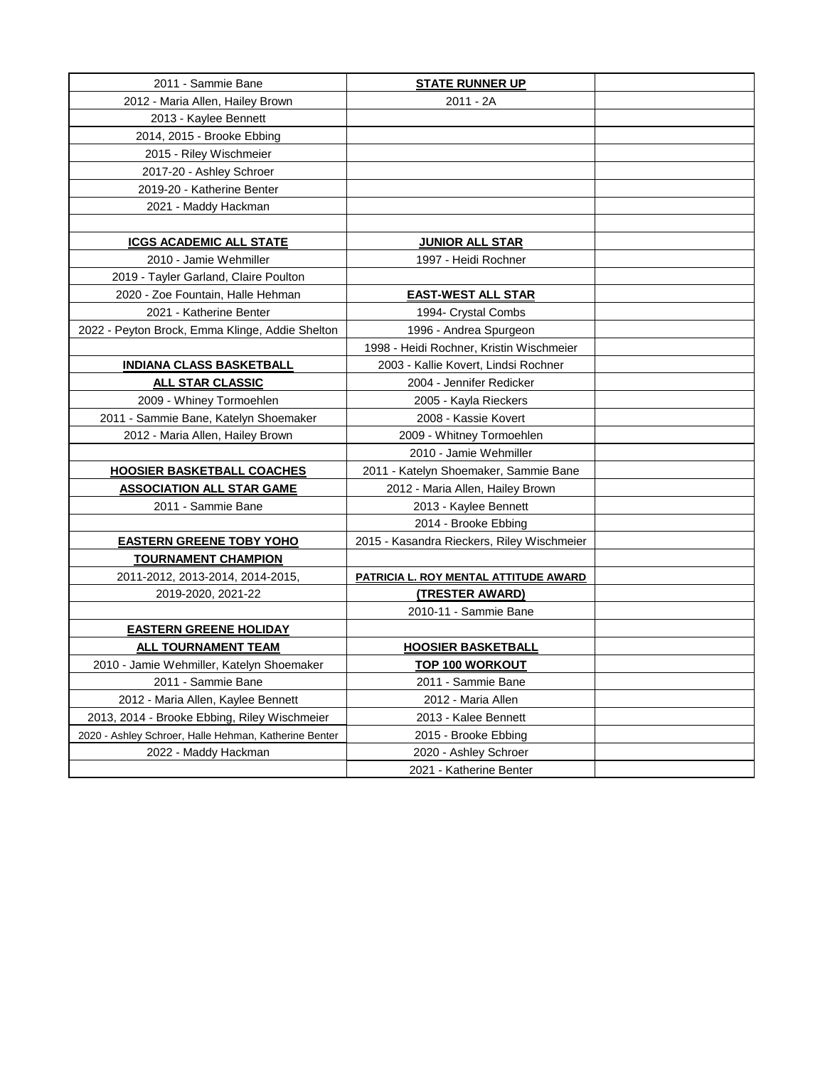| | | |
|---|---|---|
| 2011 - Sammie Bane | **STATE RUNNER UP** | |
| 2012 - Maria Allen, Hailey Brown | 2011 - 2A | |
| 2013 - Kaylee Bennett | | |
| 2014, 2015 - Brooke Ebbing | | |
| 2015 - Riley Wischmeier | | |
| 2017-20 - Ashley Schroer | | |
| 2019-20 - Katherine Benter | | |
| 2021 - Maddy Hackman | | |
| | | |
| **ICGS ACADEMIC ALL STATE** | **JUNIOR ALL STAR** | |
| 2010 - Jamie Wehmiller | 1997 - Heidi Rochner | |
| 2019 - Tayler Garland, Claire Poulton | | |
| 2020 - Zoe Fountain, Halle Hehman | **EAST-WEST ALL STAR** | |
| 2021 - Katherine Benter | 1994- Crystal Combs | |
| 2022 - Peyton Brock, Emma Klinge, Addie Shelton | 1996 - Andrea Spurgeon | |
| | 1998 - Heidi Rochner, Kristin Wischmeier | |
| **INDIANA CLASS BASKETBALL** | 2003 - Kallie Kovert, Lindsi Rochner | |
| **ALL STAR CLASSIC** | 2004 - Jennifer Redicker | |
| 2009 - Whiney Tormoehlen | 2005 - Kayla Rieckers | |
| 2011 - Sammie Bane, Katelyn Shoemaker | 2008 - Kassie Kovert | |
| 2012 - Maria Allen, Hailey Brown | 2009 - Whitney Tormoehlen | |
| | 2010 - Jamie Wehmiller | |
| **HOOSIER BASKETBALL COACHES** | 2011 - Katelyn Shoemaker, Sammie Bane | |
| **ASSOCIATION ALL STAR GAME** | 2012 - Maria Allen, Hailey Brown | |
| 2011 - Sammie Bane | 2013 - Kaylee Bennett | |
| | 2014 - Brooke Ebbing | |
| **EASTERN GREENE TOBY YOHO** | 2015 - Kasandra Rieckers, Riley Wischmeier | |
| **TOURNAMENT CHAMPION** | | |
| 2011-2012, 2013-2014, 2014-2015, | **PATRICIA L. ROY MENTAL ATTITUDE AWARD** | |
| 2019-2020, 2021-22 | **(TRESTER AWARD)** | |
| | 2010-11 - Sammie Bane | |
| **EASTERN GREENE HOLIDAY** | | |
| **ALL TOURNAMENT TEAM** | **HOOSIER BASKETBALL** | |
| 2010 - Jamie Wehmiller, Katelyn Shoemaker | **TOP 100 WORKOUT** | |
| 2011 - Sammie Bane | 2011 - Sammie Bane | |
| 2012 - Maria Allen, Kaylee Bennett | 2012 - Maria Allen | |
| 2013, 2014 - Brooke Ebbing, Riley Wischmeier | 2013 - Kalee Bennett | |
| 2020 - Ashley Schroer, Halle Hehman, Katherine Benter | 2015 - Brooke Ebbing | |
| 2022 - Maddy Hackman | 2020 - Ashley Schroer | |
| | 2021 - Katherine Benter | |